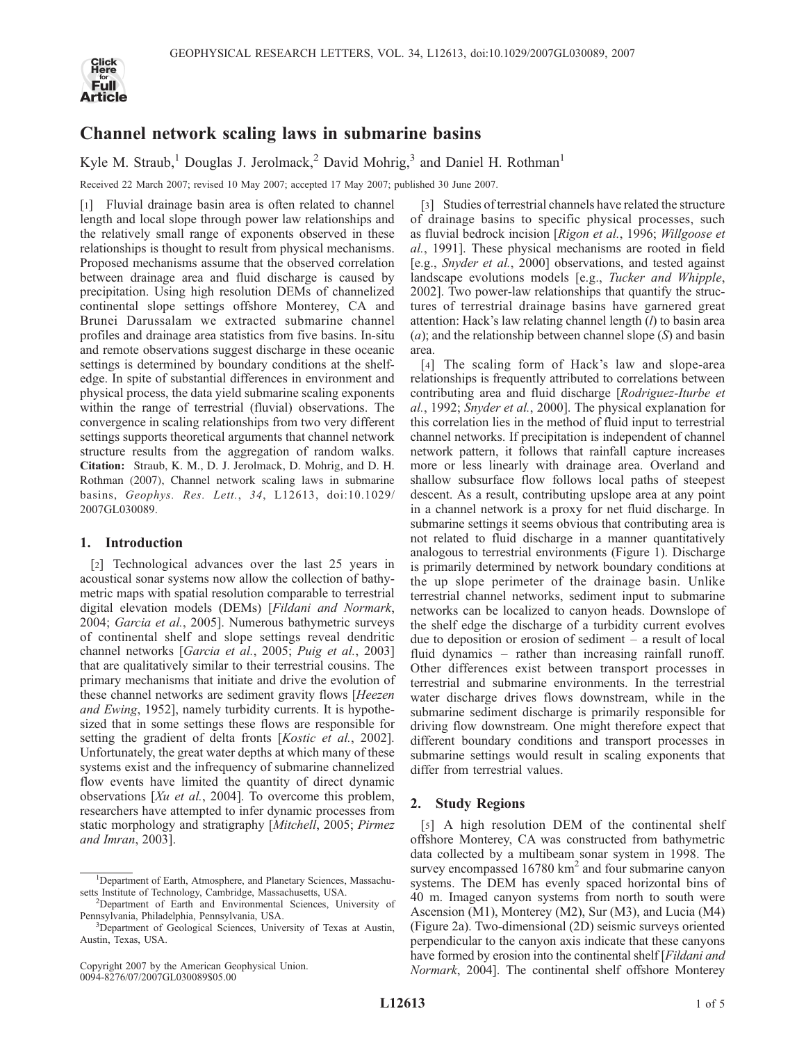# Channel network scaling laws in submarine basins

Kyle M. Straub,[1] Douglas J. Jerolmack,[2] David Mohrig,[3] and Daniel H. Rothman[1]

Received 22 March 2007; revised 10 May 2007; accepted 17 May 2007; published 30 June 2007.

[1] Fluvial drainage basin area is often related to channel length and local slope through power law relationships and the relatively small range of exponents observed in these relationships is thought to result from physical mechanisms. Proposed mechanisms assume that the observed correlation between drainage area and fluid discharge is caused by precipitation. Using high resolution DEMs of channelized continental slope settings offshore Monterey, CA and Brunei Darussalam we extracted submarine channel profiles and drainage area statistics from five basins. In-situ and remote observations suggest discharge in these oceanic settings is determined by boundary conditions at the shelf-edge. In spite of substantial differences in environment and physical process, the data yield submarine scaling exponents within the range of terrestrial (fluvial) observations. The convergence in scaling relationships from two very different settings supports theoretical arguments that channel network structure results from the aggregation of random walks. **Citation:** Straub, K. M., D. J. Jerolmack, D. Mohrig, and D. H. Rothman (2007), Channel network scaling laws in submarine basins, *Geophys. Res. Lett.*, *34*, L12613, doi:10.1029/2007GL030089.

## 1. Introduction

[2] Technological advances over the last 25 years in acoustical sonar systems now allow the collection of bathymetric maps with spatial resolution comparable to terrestrial digital elevation models (DEMs) [*Fildani and Normark*, 2004; *Garcia et al.*, 2005]. Numerous bathymetric surveys of continental shelf and slope settings reveal dendritic channel networks [*Garcia et al.*, 2005; *Puig et al.*, 2003] that are qualitatively similar to their terrestrial cousins. The primary mechanisms that initiate and drive the evolution of these channel networks are sediment gravity flows [*Heezen and Ewing*, 1952], namely turbidity currents. It is hypothesized that in some settings these flows are responsible for setting the gradient of delta fronts [*Kostic et al.*, 2002]. Unfortunately, the great water depths at which many of these systems exist and the infrequency of submarine channelized flow events have limited the quantity of direct dynamic observations [*Xu et al.*, 2004]. To overcome this problem, researchers have attempted to infer dynamic processes from static morphology and stratigraphy [*Mitchell*, 2005; *Pirmez and Imran*, 2003].

[3] Studies of terrestrial channels have related the structure of drainage basins to specific physical processes, such as fluvial bedrock incision [*Rigon et al.*, 1996; *Willgoose et al.*, 1991]. These physical mechanisms are rooted in field [e.g., *Snyder et al.*, 2000] observations, and tested against landscape evolutions models [e.g., *Tucker and Whipple*, 2002]. Two power-law relationships that quantify the structures of terrestrial drainage basins have garnered great attention: Hack's law relating channel length ($l$) to basin area ($a$); and the relationship between channel slope ($S$) and basin area.

[4] The scaling form of Hack's law and slope-area relationships is frequently attributed to correlations between contributing area and fluid discharge [*Rodriguez-Iturbe et al.*, 1992; *Snyder et al.*, 2000]. The physical explanation for this correlation lies in the method of fluid input to terrestrial channel networks. If precipitation is independent of channel network pattern, it follows that rainfall capture increases more or less linearly with drainage area. Overland and shallow subsurface flow follows local paths of steepest descent. As a result, contributing upslope area at any point in a channel network is a proxy for net fluid discharge. In submarine settings it seems obvious that contributing area is not related to fluid discharge in a manner quantitatively analogous to terrestrial environments (Figure 1). Discharge is primarily determined by network boundary conditions at the up slope perimeter of the drainage basin. Unlike terrestrial channel networks, sediment input to submarine networks can be localized to canyon heads. Downslope of the shelf edge the discharge of a turbidity current evolves due to deposition or erosion of sediment – a result of local fluid dynamics – rather than increasing rainfall runoff. Other differences exist between transport processes in terrestrial and submarine environments. In the terrestrial water discharge drives flows downstream, while in the submarine sediment discharge is primarily responsible for driving flow downstream. One might therefore expect that different boundary conditions and transport processes in submarine settings would result in scaling exponents that differ from terrestrial values.

## 2. Study Regions

[5] A high resolution DEM of the continental shelf offshore Monterey, CA was constructed from bathymetric data collected by a multibeam sonar system in 1998. The survey encompassed 16780 km$^2$ and four submarine canyon systems. The DEM has evenly spaced horizontal bins of 40 m. Imaged canyon systems from north to south were Ascension (M1), Monterey (M2), Sur (M3), and Lucia (M4) (Figure 2a). Two-dimensional (2D) seismic surveys oriented perpendicular to the canyon axis indicate that these canyons have formed by erosion into the continental shelf [*Fildani and Normark*, 2004]. The continental shelf offshore Monterey

---

[1]Department of Earth, Atmosphere, and Planetary Sciences, Massachusetts Institute of Technology, Cambridge, Massachusetts, USA.

[2]Department of Earth and Environmental Sciences, University of Pennsylvania, Philadelphia, Pennsylvania, USA.

[3]Department of Geological Sciences, University of Texas at Austin, Austin, Texas, USA.

Copyright 2007 by the American Geophysical Union.
0094-8276/07/2007GL030089$05.00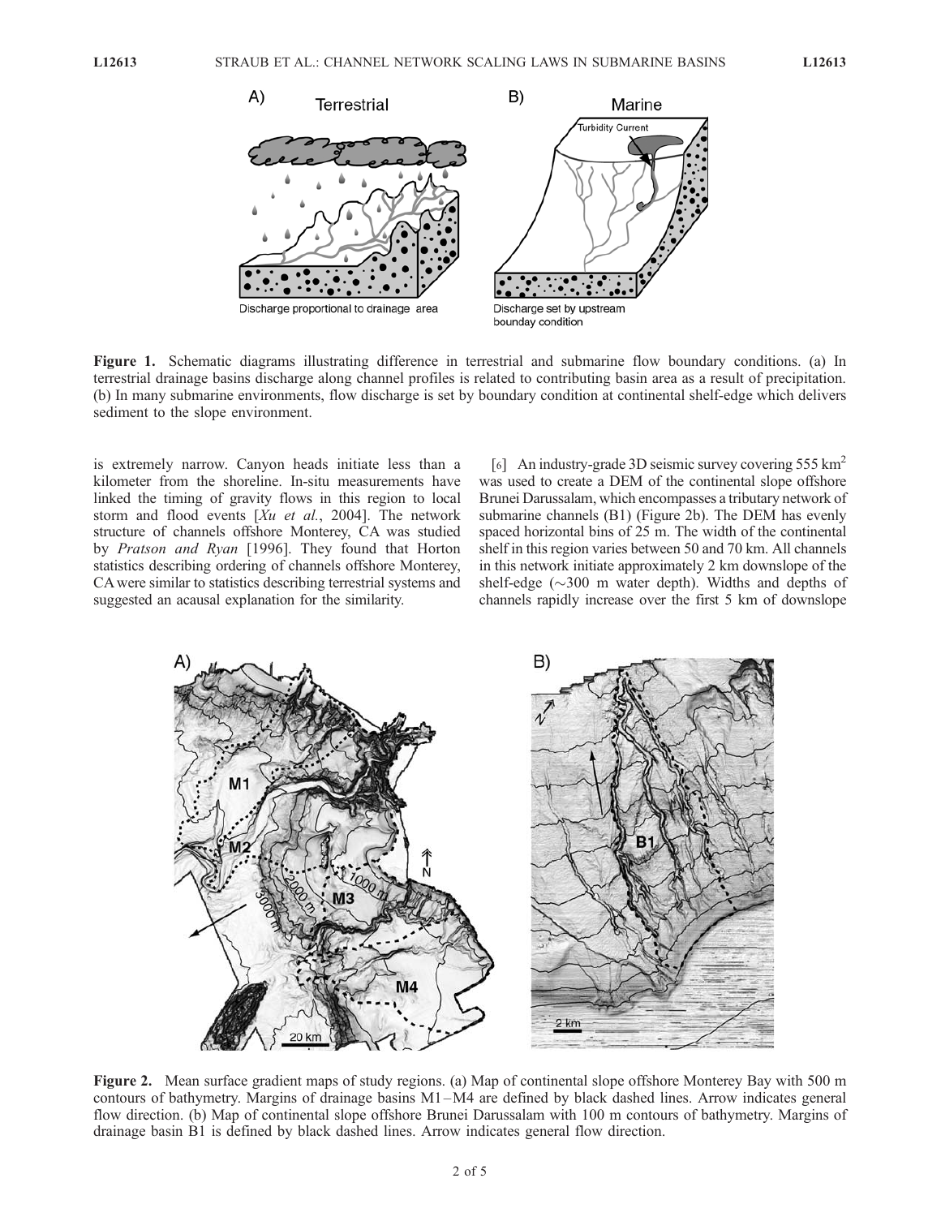Figure 1. Schematic diagrams illustrating difference in terrestrial and submarine flow boundary conditions. (a) In terrestrial drainage basins discharge along channel profiles is related to contributing basin area as a result of precipitation. (b) In many submarine environments, flow discharge is set by boundary condition at continental shelf-edge which delivers sediment to the slope environment.

is extremely narrow. Canyon heads initiate less than a kilometer from the shoreline. In-situ measurements have linked the timing of gravity flows in this region to local storm and flood events [*Xu et al.*, 2004]. The network structure of channels offshore Monterey, CA was studied by *Pratson and Ryan* [1996]. They found that Horton statistics describing ordering of channels offshore Monterey, CA were similar to statistics describing terrestrial systems and suggested an acausal explanation for the similarity.

[6] An industry-grade 3D seismic survey covering 555 $km^2$ was used to create a DEM of the continental slope offshore Brunei Darussalam, which encompasses a tributary network of submarine channels (B1) (Figure 2b). The DEM has evenly spaced horizontal bins of 25 m. The width of the continental shelf in this region varies between 50 and 70 km. All channels in this network initiate approximately 2 km downslope of the shelf-edge ($\sim$300 m water depth). Widths and depths of channels rapidly increase over the first 5 km of downslope

Figure 2. Mean surface gradient maps of study regions. (a) Map of continental slope offshore Monterey Bay with 500 m contours of bathymetry. Margins of drainage basins M1–M4 are defined by black dashed lines. Arrow indicates general flow direction. (b) Map of continental slope offshore Brunei Darussalam with 100 m contours of bathymetry. Margins of drainage basin B1 is defined by black dashed lines. Arrow indicates general flow direction.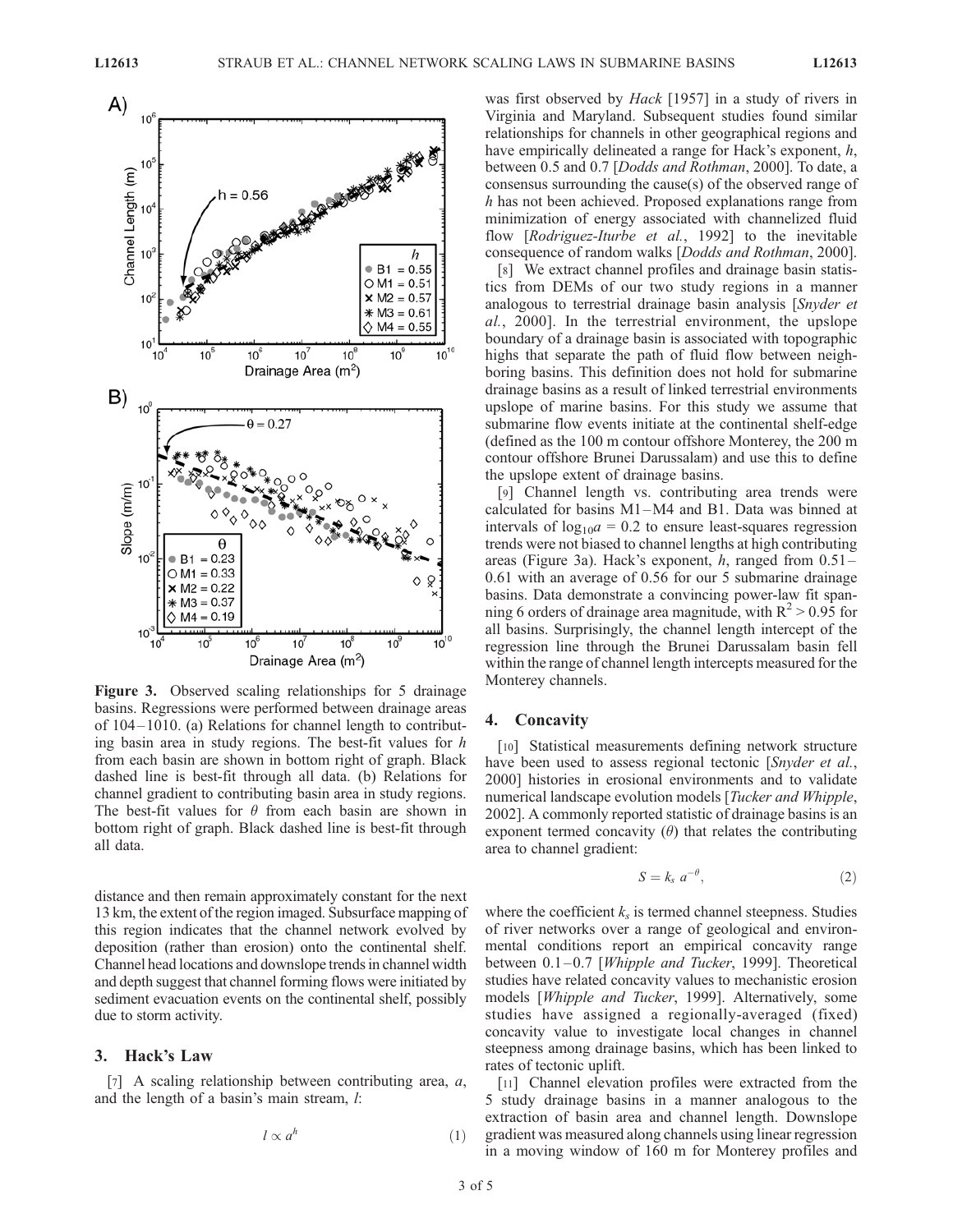Figure 3. Observed scaling relationships for 5 drainage basins. Regressions were performed between drainage areas of 104–1010. (a) Relations for channel length to contributing basin area in study regions. The best-fit values for $h$ from each basin are shown in bottom right of graph. Black dashed line is best-fit through all data. (b) Relations for channel gradient to contributing basin area in study regions. The best-fit values for $\theta$ from each basin are shown in bottom right of graph. Black dashed line is best-fit through all data.

distance and then remain approximately constant for the next 13 km, the extent of the region imaged. Subsurface mapping of this region indicates that the channel network evolved by deposition (rather than erosion) onto the continental shelf. Channel head locations and downslope trends in channel width and depth suggest that channel forming flows were initiated by sediment evacuation events on the continental shelf, possibly due to storm activity.

## 3. Hack's Law

[7] A scaling relationship between contributing area, $a$, and the length of a basin's main stream, $l$:

$$l \propto a^h \tag{1}$$

was first observed by *Hack* [1957] in a study of rivers in Virginia and Maryland. Subsequent studies found similar relationships for channels in other geographical regions and have empirically delineated a range for Hack's exponent, $h$, between 0.5 and 0.7 [*Dodds and Rothman*, 2000]. To date, a consensus surrounding the cause(s) of the observed range of $h$ has not been achieved. Proposed explanations range from minimization of energy associated with channelized fluid flow [*Rodriguez-Iturbe et al.*, 1992] to the inevitable consequence of random walks [*Dodds and Rothman*, 2000].

[8] We extract channel profiles and drainage basin statistics from DEMs of our two study regions in a manner analogous to terrestrial drainage basin analysis [*Snyder et al.*, 2000]. In the terrestrial environment, the upslope boundary of a drainage basin is associated with topographic highs that separate the path of fluid flow between neighboring basins. This definition does not hold for submarine drainage basins as a result of linked terrestrial environments upslope of marine basins. For this study we assume that submarine flow events initiate at the continental shelf-edge (defined as the 100 m contour offshore Monterey, the 200 m contour offshore Brunei Darussalam) and use this to define the upslope extent of drainage basins.

[9] Channel length vs. contributing area trends were calculated for basins M1–M4 and B1. Data was binned at intervals of $\log_{10}a = 0.2$ to ensure least-squares regression trends were not biased to channel lengths at high contributing areas (Figure 3a). Hack's exponent, $h$, ranged from 0.51–0.61 with an average of 0.56 for our 5 submarine drainage basins. Data demonstrate a convincing power-law fit spanning 6 orders of drainage area magnitude, with $R^2 > 0.95$ for all basins. Surprisingly, the channel length intercept of the regression line through the Brunei Darussalam basin fell within the range of channel length intercepts measured for the Monterey channels.

## 4. Concavity

[10] Statistical measurements defining network structure have been used to assess regional tectonic [*Snyder et al.*, 2000] histories in erosional environments and to validate numerical landscape evolution models [*Tucker and Whipple*, 2002]. A commonly reported statistic of drainage basins is an exponent termed concavity ($\theta$) that relates the contributing area to channel gradient:

$$S = k_s \, a^{-\theta}, \tag{2}$$

where the coefficient $k_s$ is termed channel steepness. Studies of river networks over a range of geological and environmental conditions report an empirical concavity range between 0.1–0.7 [*Whipple and Tucker*, 1999]. Theoretical studies have related concavity values to mechanistic erosion models [*Whipple and Tucker*, 1999]. Alternatively, some studies have assigned a regionally-averaged (fixed) concavity value to investigate local changes in channel steepness among drainage basins, which has been linked to rates of tectonic uplift.

[11] Channel elevation profiles were extracted from the 5 study drainage basins in a manner analogous to the extraction of basin area and channel length. Downslope gradient was measured along channels using linear regression in a moving window of 160 m for Monterey profiles and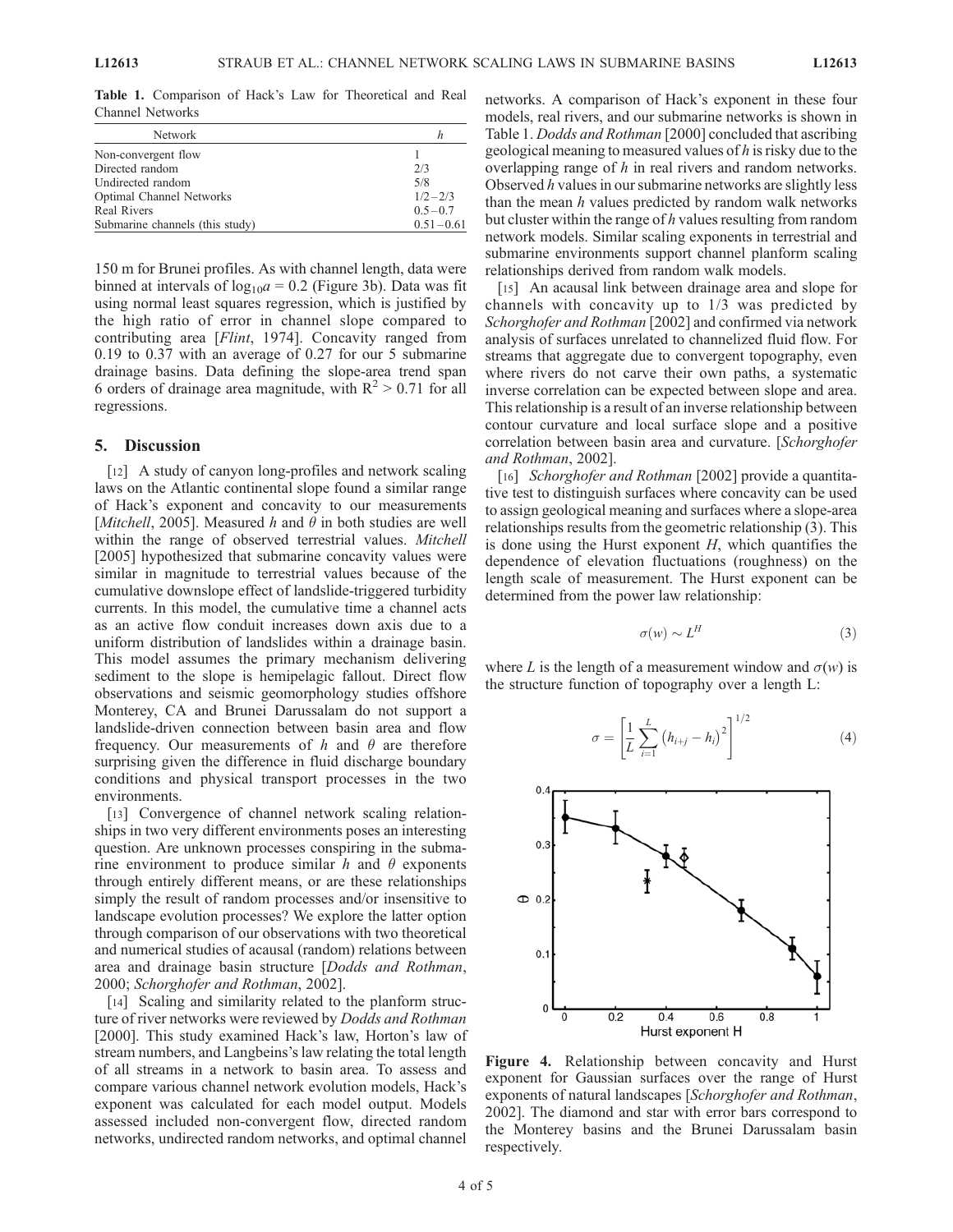**Table 1.** Comparison of Hack's Law for Theoretical and Real Channel Networks

| Network | $h$ |
| --- | --- |
| Non-convergent flow | 1 |
| Directed random | 2/3 |
| Undirected random | 5/8 |
| Optimal Channel Networks | $1/2-2/3$ |
| Real Rivers | $0.5-0.7$ |
| Submarine channels (this study) | $0.51-0.61$ |

150 m for Brunei profiles. As with channel length, data were binned at intervals of $\log_{10}a = 0.2$ (Figure 3b). Data was fit using normal least squares regression, which is justified by the high ratio of error in channel slope compared to contributing area [*Flint*, 1974]. Concavity ranged from 0.19 to 0.37 with an average of 0.27 for our 5 submarine drainage basins. Data defining the slope-area trend span 6 orders of drainage area magnitude, with $R^2 > 0.71$ for all regressions.

## 5. Discussion

[12] A study of canyon long-profiles and network scaling laws on the Atlantic continental slope found a similar range of Hack's exponent and concavity to our measurements [*Mitchell*, 2005]. Measured $h$ and $\theta$ in both studies are well within the range of observed terrestrial values. *Mitchell* [2005] hypothesized that submarine concavity values were similar in magnitude to terrestrial values because of the cumulative downslope effect of landslide-triggered turbidity currents. In this model, the cumulative time a channel acts as an active flow conduit increases down axis due to a uniform distribution of landslides within a drainage basin. This model assumes the primary mechanism delivering sediment to the slope is hemipelagic fallout. Direct flow observations and seismic geomorphology studies offshore Monterey, CA and Brunei Darussalam do not support a landslide-driven connection between basin area and flow frequency. Our measurements of $h$ and $\theta$ are therefore surprising given the difference in fluid discharge boundary conditions and physical transport processes in the two environments.

[13] Convergence of channel network scaling relationships in two very different environments poses an interesting question. Are unknown processes conspiring in the submarine environment to produce similar $h$ and $\theta$ exponents through entirely different means, or are these relationships simply the result of random processes and/or insensitive to landscape evolution processes? We explore the latter option through comparison of our observations with two theoretical and numerical studies of acausal (random) relations between area and drainage basin structure [*Dodds and Rothman*, 2000; *Schorghofer and Rothman*, 2002].

[14] Scaling and similarity related to the planform structure of river networks were reviewed by *Dodds and Rothman* [2000]. This study examined Hack's law, Horton's law of stream numbers, and Langbeins's law relating the total length of all streams in a network to basin area. To assess and compare various channel network evolution models, Hack's exponent was calculated for each model output. Models assessed included non-convergent flow, directed random networks, undirected random networks, and optimal channel networks. A comparison of Hack's exponent in these four models, real rivers, and our submarine networks is shown in Table 1. *Dodds and Rothman* [2000] concluded that ascribing geological meaning to measured values of $h$ is risky due to the overlapping range of $h$ in real rivers and random networks. Observed $h$ values in our submarine networks are slightly less than the mean $h$ values predicted by random walk networks but cluster within the range of $h$ values resulting from random network models. Similar scaling exponents in terrestrial and submarine environments support channel planform scaling relationships derived from random walk models.

[15] An acausal link between drainage area and slope for channels with concavity up to 1/3 was predicted by *Schorghofer and Rothman* [2002] and confirmed via network analysis of surfaces unrelated to channelized fluid flow. For streams that aggregate due to convergent topography, even where rivers do not carve their own paths, a systematic inverse correlation can be expected between slope and area. This relationship is a result of an inverse relationship between contour curvature and local surface slope and a positive correlation between basin area and curvature. [*Schorghofer and Rothman*, 2002].

[16] *Schorghofer and Rothman* [2002] provide a quantitative test to distinguish surfaces where concavity can be used to assign geological meaning and surfaces where a slope-area relationships results from the geometric relationship (3). This is done using the Hurst exponent $H$, which quantifies the dependence of elevation fluctuations (roughness) on the length scale of measurement. The Hurst exponent can be determined from the power law relationship:

$$\sigma(w) \sim L^H \tag{3}$$

where $L$ is the length of a measurement window and $\sigma(w)$ is the structure function of topography over a length L:

$$\sigma = \left[\frac{1}{L}\sum_{i=1}^{L}\left(h_{i+j} - h_i\right)^2\right]^{1/2} \tag{4}$$

**Figure 4.** Relationship between concavity and Hurst exponent for Gaussian surfaces over the range of Hurst exponents of natural landscapes [*Schorghofer and Rothman*, 2002]. The diamond and star with error bars correspond to the Monterey basins and the Brunei Darussalam basin respectively.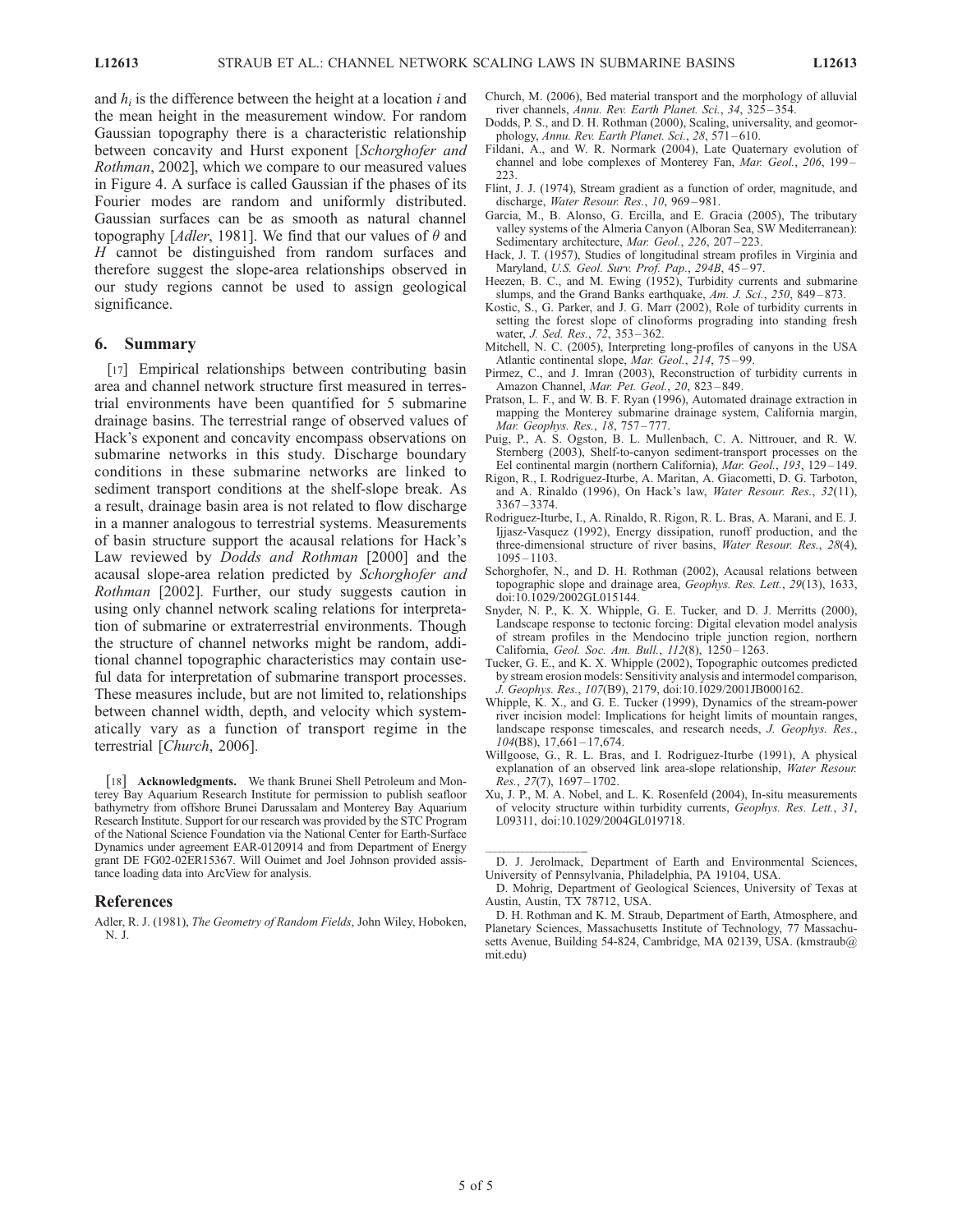and $h_i$ is the difference between the height at a location $i$ and the mean height in the measurement window. For random Gaussian topography there is a characteristic relationship between concavity and Hurst exponent [*Schorghofer and Rothman*, 2002], which we compare to our measured values in Figure 4. A surface is called Gaussian if the phases of its Fourier modes are random and uniformly distributed. Gaussian surfaces can be as smooth as natural channel topography [*Adler*, 1981]. We find that our values of $\theta$ and $H$ cannot be distinguished from random surfaces and therefore suggest the slope-area relationships observed in our study regions cannot be used to assign geological significance.

## 6. Summary

[17] Empirical relationships between contributing basin area and channel network structure first measured in terrestrial environments have been quantified for 5 submarine drainage basins. The terrestrial range of observed values of Hack's exponent and concavity encompass observations on submarine networks in this study. Discharge boundary conditions in these submarine networks are linked to sediment transport conditions at the shelf-slope break. As a result, drainage basin area is not related to flow discharge in a manner analogous to terrestrial systems. Measurements of basin structure support the acausal relations for Hack's Law reviewed by *Dodds and Rothman* [2000] and the acausal slope-area relation predicted by *Schorghofer and Rothman* [2002]. Further, our study suggests caution in using only channel network scaling relations for interpretation of submarine or extraterrestrial environments. Though the structure of channel networks might be random, additional channel topographic characteristics may contain useful data for interpretation of submarine transport processes. These measures include, but are not limited to, relationships between channel width, depth, and velocity which systematically vary as a function of transport regime in the terrestrial [*Church*, 2006].

[18] **Acknowledgments.** We thank Brunei Shell Petroleum and Monterey Bay Aquarium Research Institute for permission to publish seafloor bathymetry from offshore Brunei Darussalam and Monterey Bay Aquarium Research Institute. Support for our research was provided by the STC Program of the National Science Foundation via the National Center for Earth-Surface Dynamics under agreement EAR-0120914 and from Department of Energy grant DE FG02-02ER15367. Will Ouimet and Joel Johnson provided assistance loading data into ArcView for analysis.

## References

Adler, R. J. (1981), *The Geometry of Random Fields*, John Wiley, Hoboken, N. J.

Church, M. (2006), Bed material transport and the morphology of alluvial river channels, *Annu. Rev. Earth Planet. Sci.*, *34*, 325–354.

Dodds, P. S., and D. H. Rothman (2000), Scaling, universality, and geomorphology, *Annu. Rev. Earth Planet. Sci.*, *28*, 571–610.

Fildani, A., and W. R. Normark (2004), Late Quaternary evolution of channel and lobe complexes of Monterey Fan, *Mar. Geol.*, *206*, 199–223.

Flint, J. J. (1974), Stream gradient as a function of order, magnitude, and discharge, *Water Resour. Res.*, *10*, 969–981.

Garcia, M., B. Alonso, G. Ercilla, and E. Gracia (2005), The tributary valley systems of the Almeria Canyon (Alboran Sea, SW Mediterranean): Sedimentary architecture, *Mar. Geol.*, *226*, 207–223.

Hack, J. T. (1957), Studies of longitudinal stream profiles in Virginia and Maryland, *U.S. Geol. Surv. Prof. Pap.*, *294B*, 45–97.

Heezen, B. C., and M. Ewing (1952), Turbidity currents and submarine slumps, and the Grand Banks earthquake, *Am. J. Sci.*, *250*, 849–873.

Kostic, S., G. Parker, and J. G. Marr (2002), Role of turbidity currents in setting the forest slope of clinoforms prograding into standing fresh water, *J. Sed. Res.*, *72*, 353–362.

Mitchell, N. C. (2005), Interpreting long-profiles of canyons in the USA Atlantic continental slope, *Mar. Geol.*, *214*, 75–99.

Pirmez, C., and J. Imran (2003), Reconstruction of turbidity currents in Amazon Channel, *Mar. Pet. Geol.*, *20*, 823–849.

Pratson, L. F., and W. B. F. Ryan (1996), Automated drainage extraction in mapping the Monterey submarine drainage system, California margin, *Mar. Geophys. Res.*, *18*, 757–777.

Puig, P., A. S. Ogston, B. L. Mullenbach, C. A. Nittrouer, and R. W. Sternberg (2003), Shelf-to-canyon sediment-transport processes on the Eel continental margin (northern California), *Mar. Geol.*, *193*, 129–149.

Rigon, R., I. Rodriguez-Iturbe, A. Maritan, A. Giacometti, D. G. Tarboton, and A. Rinaldo (1996), On Hack's law, *Water Resour. Res.*, *32*(11), 3367–3374.

Rodriguez-Iturbe, I., A. Rinaldo, R. Rigon, R. L. Bras, A. Marani, and E. J. Ijjasz-Vasquez (1992), Energy dissipation, runoff production, and the three-dimensional structure of river basins, *Water Resour. Res.*, *28*(4), 1095–1103.

Schorghofer, N., and D. H. Rothman (2002), Acausal relations between topographic slope and drainage area, *Geophys. Res. Lett.*, *29*(13), 1633, doi:10.1029/2002GL015144.

Snyder, N. P., K. X. Whipple, G. E. Tucker, and D. J. Merritts (2000), Landscape response to tectonic forcing: Digital elevation model analysis of stream profiles in the Mendocino triple junction region, northern California, *Geol. Soc. Am. Bull.*, *112*(8), 1250–1263.

Tucker, G. E., and K. X. Whipple (2002), Topographic outcomes predicted by stream erosion models: Sensitivity analysis and intermodel comparison, *J. Geophys. Res.*, *107*(B9), 2179, doi:10.1029/2001JB000162.

Whipple, K. X., and G. E. Tucker (1999), Dynamics of the stream-power river incision model: Implications for height limits of mountain ranges, landscape response timescales, and research needs, *J. Geophys. Res.*, *104*(B8), 17,661–17,674.

Willgoose, G., R. L. Bras, and I. Rodriguez-Iturbe (1991), A physical explanation of an observed link area-slope relationship, *Water Resour. Res.*, *27*(7), 1697–1702.

Xu, J. P., M. A. Nobel, and L. K. Rosenfeld (2004), In-situ measurements of velocity structure within turbidity currents, *Geophys. Res. Lett.*, *31*, L09311, doi:10.1029/2004GL019718.

---

D. J. Jerolmack, Department of Earth and Environmental Sciences, University of Pennsylvania, Philadelphia, PA 19104, USA.

D. Mohrig, Department of Geological Sciences, University of Texas at Austin, Austin, TX 78712, USA.

D. H. Rothman and K. M. Straub, Department of Earth, Atmosphere, and Planetary Sciences, Massachusetts Institute of Technology, 77 Massachusetts Avenue, Building 54-824, Cambridge, MA 02139, USA. (kmstraub@mit.edu)